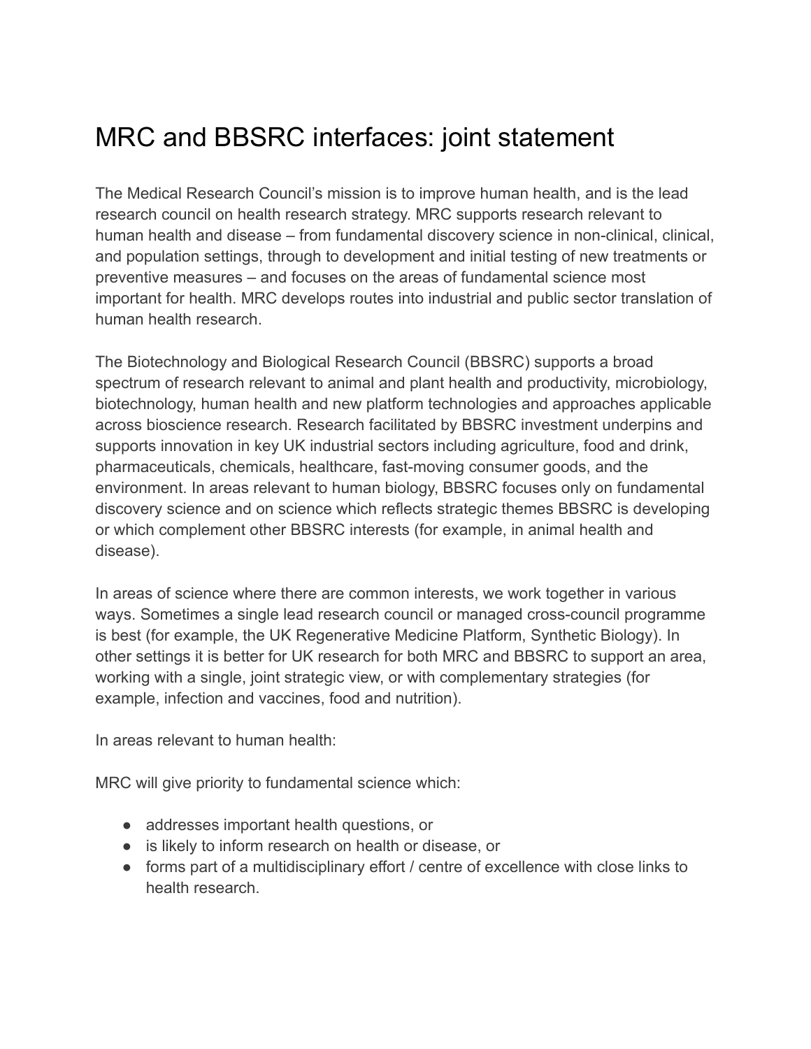# MRC and BBSRC interfaces: joint statement

The Medical Research Council's mission is to improve human health, and is the lead research council on health research strategy. MRC supports research relevant to human health and disease – from fundamental discovery science in non-clinical, clinical, and population settings, through to development and initial testing of new treatments or preventive measures – and focuses on the areas of fundamental science most important for health. MRC develops routes into industrial and public sector translation of human health research.

The Biotechnology and Biological Research Council (BBSRC) supports a broad spectrum of research relevant to animal and plant health and productivity, microbiology, biotechnology, human health and new platform technologies and approaches applicable across bioscience research. Research facilitated by BBSRC investment underpins and supports innovation in key UK industrial sectors including agriculture, food and drink, pharmaceuticals, chemicals, healthcare, fast-moving consumer goods, and the environment. In areas relevant to human biology, BBSRC focuses only on fundamental discovery science and on science which reflects strategic themes BBSRC is developing or which complement other BBSRC interests (for example, in animal health and disease).

In areas of science where there are common interests, we work together in various ways. Sometimes a single lead research council or managed cross-council programme is best (for example, the UK Regenerative Medicine Platform, Synthetic Biology). In other settings it is better for UK research for both MRC and BBSRC to support an area, working with a single, joint strategic view, or with complementary strategies (for example, infection and vaccines, food and nutrition).

In areas relevant to human health:

MRC will give priority to fundamental science which:

- addresses important health questions, or
- is likely to inform research on health or disease, or
- forms part of a multidisciplinary effort / centre of excellence with close links to health research.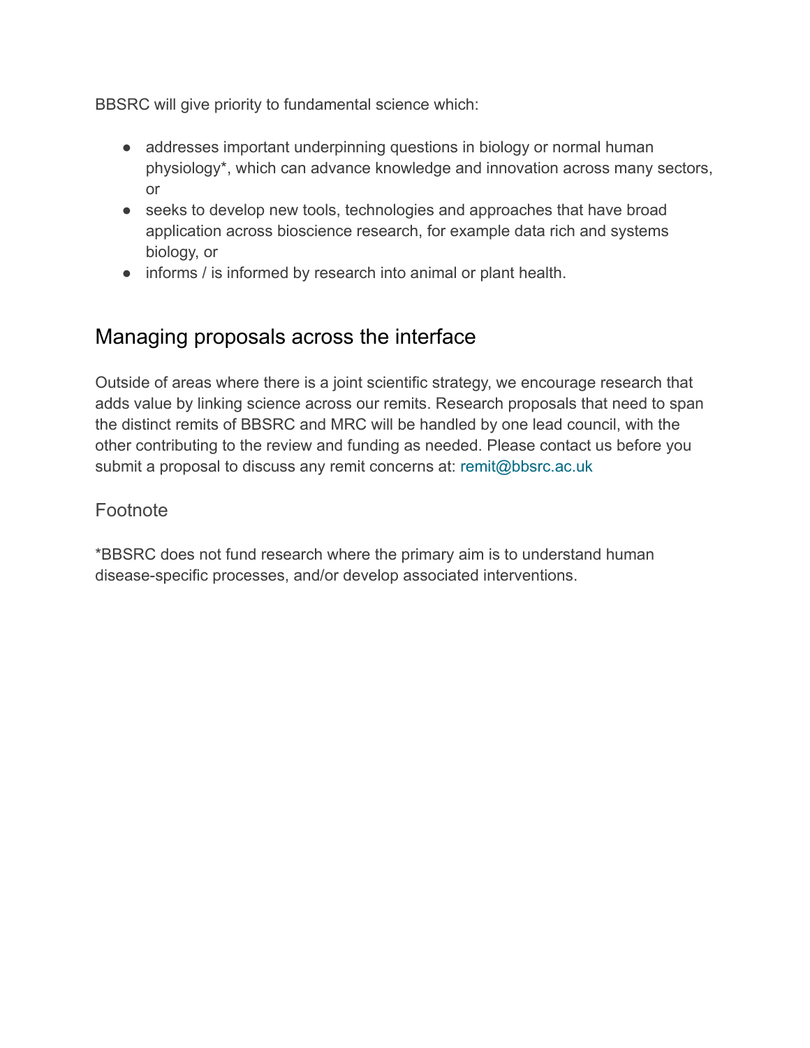BBSRC will give priority to fundamental science which:

- addresses important underpinning questions in biology or normal human physiology*, which can advance knowledge and innovation across many sectors, or
- seeks to develop new tools, technologies and approaches that have broad application across bioscience research, for example data rich and systems biology, or
- informs / is informed by research into animal or plant health.

## Managing proposals across the interface

Outside of areas where there is a joint scientific strategy, we encourage research that adds value by linking science across our remits. Research proposals that need to span the distinct remits of BBSRC and MRC will be handled by one lead council, with the other contributing to the review and funding as needed. Please contact us before you submit a proposal to discuss any remit concerns at: remit@bbsrc.ac.uk

### Footnote

*BBSRC does not fund research where the primary aim is to understand human disease-specific processes, and/or develop associated interventions.